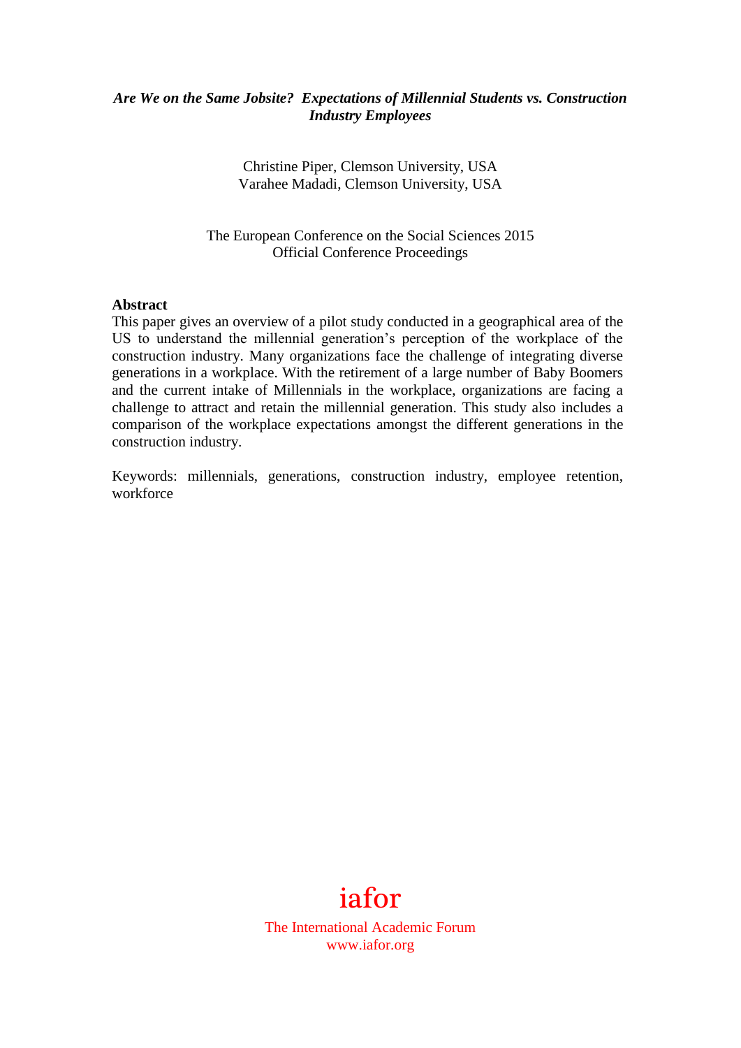***Are We on the Same Jobsite? Expectations of Millennial Students vs. Construction Industry Employees***

Christine Piper, Clemson University, USA
Varahee Madadi, Clemson University, USA

The European Conference on the Social Sciences 2015
Official Conference Proceedings

**Abstract**

This paper gives an overview of a pilot study conducted in a geographical area of the US to understand the millennial generation's perception of the workplace of the construction industry. Many organizations face the challenge of integrating diverse generations in a workplace. With the retirement of a large number of Baby Boomers and the current intake of Millennials in the workplace, organizations are facing a challenge to attract and retain the millennial generation. This study also includes a comparison of the workplace expectations amongst the different generations in the construction industry.

Keywords: millennials, generations, construction industry, employee retention, workforce

iafor
The International Academic Forum
www.iafor.org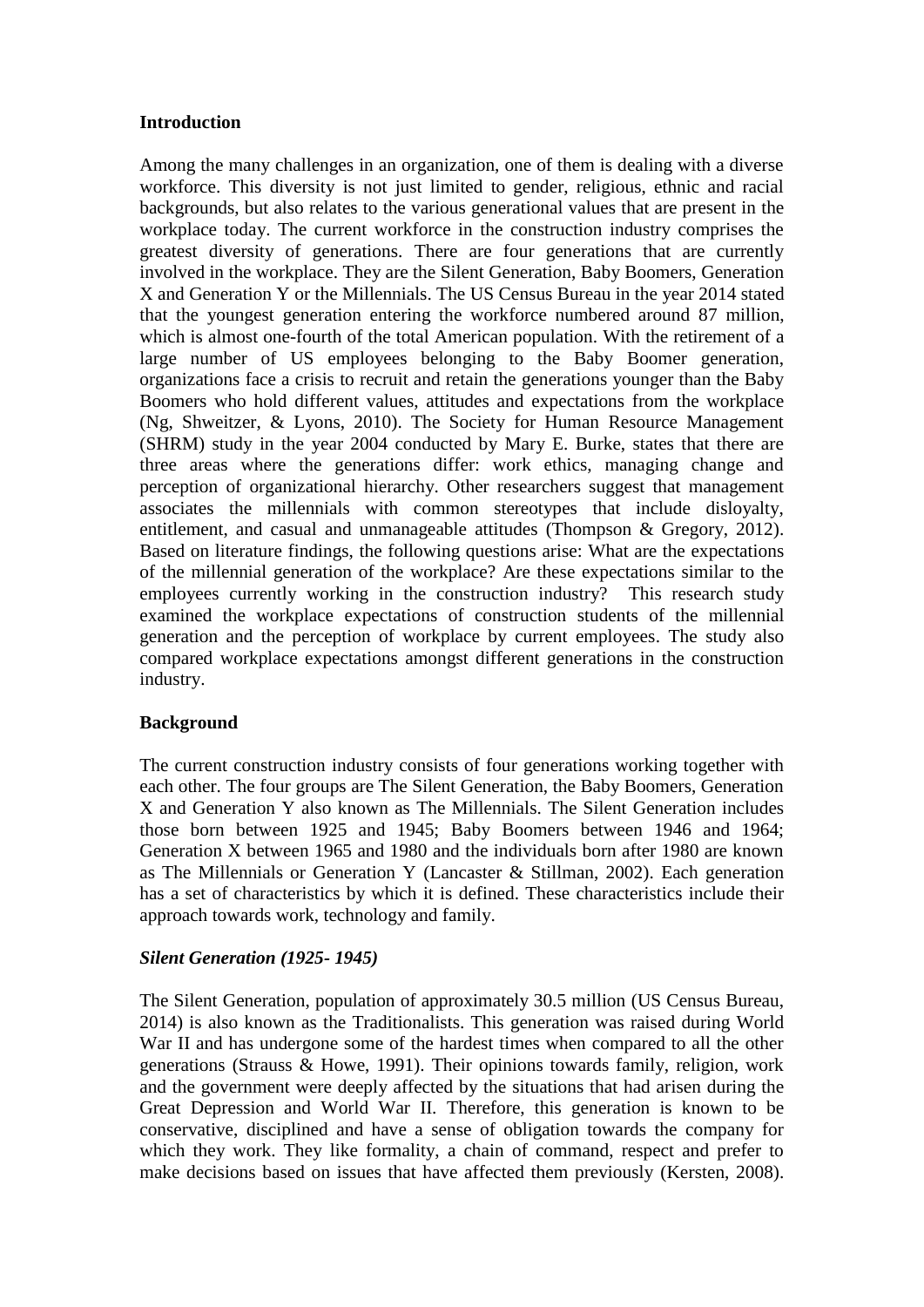## Introduction

Among the many challenges in an organization, one of them is dealing with a diverse workforce. This diversity is not just limited to gender, religious, ethnic and racial backgrounds, but also relates to the various generational values that are present in the workplace today. The current workforce in the construction industry comprises the greatest diversity of generations. There are four generations that are currently involved in the workplace. They are the Silent Generation, Baby Boomers, Generation X and Generation Y or the Millennials. The US Census Bureau in the year 2014 stated that the youngest generation entering the workforce numbered around 87 million, which is almost one-fourth of the total American population. With the retirement of a large number of US employees belonging to the Baby Boomer generation, organizations face a crisis to recruit and retain the generations younger than the Baby Boomers who hold different values, attitudes and expectations from the workplace (Ng, Shweitzer, & Lyons, 2010). The Society for Human Resource Management (SHRM) study in the year 2004 conducted by Mary E. Burke, states that there are three areas where the generations differ: work ethics, managing change and perception of organizational hierarchy. Other researchers suggest that management associates the millennials with common stereotypes that include disloyalty, entitlement, and casual and unmanageable attitudes (Thompson & Gregory, 2012). Based on literature findings, the following questions arise: What are the expectations of the millennial generation of the workplace? Are these expectations similar to the employees currently working in the construction industry? This research study examined the workplace expectations of construction students of the millennial generation and the perception of workplace by current employees. The study also compared workplace expectations amongst different generations in the construction industry.

## Background

The current construction industry consists of four generations working together with each other. The four groups are The Silent Generation, the Baby Boomers, Generation X and Generation Y also known as The Millennials. The Silent Generation includes those born between 1925 and 1945; Baby Boomers between 1946 and 1964; Generation X between 1965 and 1980 and the individuals born after 1980 are known as The Millennials or Generation Y (Lancaster & Stillman, 2002). Each generation has a set of characteristics by which it is defined. These characteristics include their approach towards work, technology and family.

### *Silent Generation (1925- 1945)*

The Silent Generation, population of approximately 30.5 million (US Census Bureau, 2014) is also known as the Traditionalists. This generation was raised during World War II and has undergone some of the hardest times when compared to all the other generations (Strauss & Howe, 1991). Their opinions towards family, religion, work and the government were deeply affected by the situations that had arisen during the Great Depression and World War II. Therefore, this generation is known to be conservative, disciplined and have a sense of obligation towards the company for which they work. They like formality, a chain of command, respect and prefer to make decisions based on issues that have affected them previously (Kersten, 2008).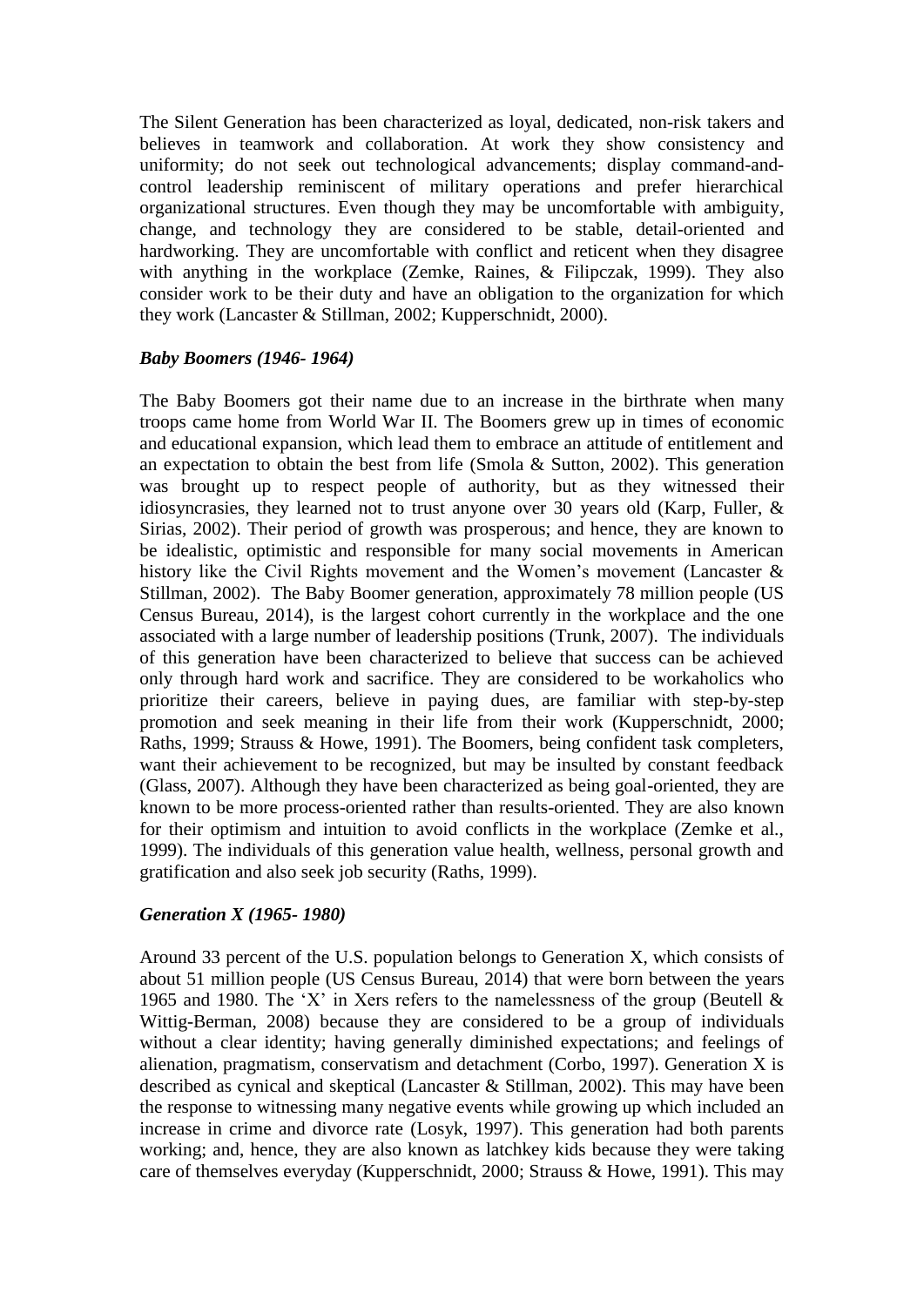The Silent Generation has been characterized as loyal, dedicated, non-risk takers and believes in teamwork and collaboration. At work they show consistency and uniformity; do not seek out technological advancements; display command-and-control leadership reminiscent of military operations and prefer hierarchical organizational structures. Even though they may be uncomfortable with ambiguity, change, and technology they are considered to be stable, detail-oriented and hardworking. They are uncomfortable with conflict and reticent when they disagree with anything in the workplace (Zemke, Raines, & Filipczak, 1999). They also consider work to be their duty and have an obligation to the organization for which they work (Lancaster & Stillman, 2002; Kupperschnidt, 2000).

### *Baby Boomers (1946- 1964)*

The Baby Boomers got their name due to an increase in the birthrate when many troops came home from World War II. The Boomers grew up in times of economic and educational expansion, which lead them to embrace an attitude of entitlement and an expectation to obtain the best from life (Smola & Sutton, 2002). This generation was brought up to respect people of authority, but as they witnessed their idiosyncrasies, they learned not to trust anyone over 30 years old (Karp, Fuller, & Sirias, 2002). Their period of growth was prosperous; and hence, they are known to be idealistic, optimistic and responsible for many social movements in American history like the Civil Rights movement and the Women's movement (Lancaster & Stillman, 2002). The Baby Boomer generation, approximately 78 million people (US Census Bureau, 2014), is the largest cohort currently in the workplace and the one associated with a large number of leadership positions (Trunk, 2007). The individuals of this generation have been characterized to believe that success can be achieved only through hard work and sacrifice. They are considered to be workaholics who prioritize their careers, believe in paying dues, are familiar with step-by-step promotion and seek meaning in their life from their work (Kupperschnidt, 2000; Raths, 1999; Strauss & Howe, 1991). The Boomers, being confident task completers, want their achievement to be recognized, but may be insulted by constant feedback (Glass, 2007). Although they have been characterized as being goal-oriented, they are known to be more process-oriented rather than results-oriented. They are also known for their optimism and intuition to avoid conflicts in the workplace (Zemke et al., 1999). The individuals of this generation value health, wellness, personal growth and gratification and also seek job security (Raths, 1999).

### *Generation X (1965- 1980)*

Around 33 percent of the U.S. population belongs to Generation X, which consists of about 51 million people (US Census Bureau, 2014) that were born between the years 1965 and 1980. The 'X' in Xers refers to the namelessness of the group (Beutell & Wittig-Berman, 2008) because they are considered to be a group of individuals without a clear identity; having generally diminished expectations; and feelings of alienation, pragmatism, conservatism and detachment (Corbo, 1997). Generation X is described as cynical and skeptical (Lancaster & Stillman, 2002). This may have been the response to witnessing many negative events while growing up which included an increase in crime and divorce rate (Losyk, 1997). This generation had both parents working; and, hence, they are also known as latchkey kids because they were taking care of themselves everyday (Kupperschnidt, 2000; Strauss & Howe, 1991). This may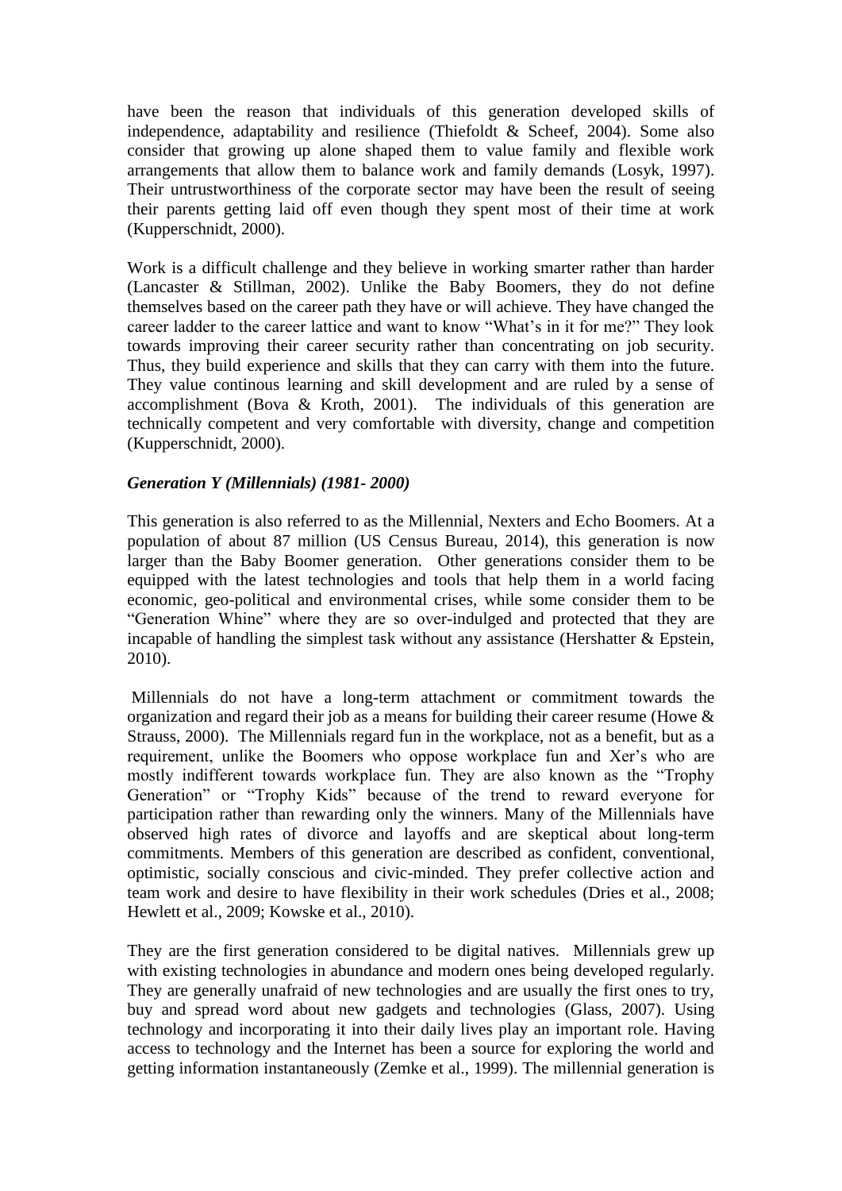have been the reason that individuals of this generation developed skills of independence, adaptability and resilience (Thiefoldt & Scheef, 2004). Some also consider that growing up alone shaped them to value family and flexible work arrangements that allow them to balance work and family demands (Losyk, 1997). Their untrustworthiness of the corporate sector may have been the result of seeing their parents getting laid off even though they spent most of their time at work (Kupperschnidt, 2000).

Work is a difficult challenge and they believe in working smarter rather than harder (Lancaster & Stillman, 2002). Unlike the Baby Boomers, they do not define themselves based on the career path they have or will achieve. They have changed the career ladder to the career lattice and want to know "What's in it for me?" They look towards improving their career security rather than concentrating on job security. Thus, they build experience and skills that they can carry with them into the future. They value continous learning and skill development and are ruled by a sense of accomplishment (Bova & Kroth, 2001). The individuals of this generation are technically competent and very comfortable with diversity, change and competition (Kupperschnidt, 2000).

***Generation Y (Millennials) (1981- 2000)***

This generation is also referred to as the Millennial, Nexters and Echo Boomers. At a population of about 87 million (US Census Bureau, 2014), this generation is now larger than the Baby Boomer generation. Other generations consider them to be equipped with the latest technologies and tools that help them in a world facing economic, geo-political and environmental crises, while some consider them to be "Generation Whine" where they are so over-indulged and protected that they are incapable of handling the simplest task without any assistance (Hershatter & Epstein, 2010).

Millennials do not have a long-term attachment or commitment towards the organization and regard their job as a means for building their career resume (Howe & Strauss, 2000). The Millennials regard fun in the workplace, not as a benefit, but as a requirement, unlike the Boomers who oppose workplace fun and Xer's who are mostly indifferent towards workplace fun. They are also known as the "Trophy Generation" or "Trophy Kids" because of the trend to reward everyone for participation rather than rewarding only the winners. Many of the Millennials have observed high rates of divorce and layoffs and are skeptical about long-term commitments. Members of this generation are described as confident, conventional, optimistic, socially conscious and civic-minded. They prefer collective action and team work and desire to have flexibility in their work schedules (Dries et al., 2008; Hewlett et al., 2009; Kowske et al., 2010).

They are the first generation considered to be digital natives. Millennials grew up with existing technologies in abundance and modern ones being developed regularly. They are generally unafraid of new technologies and are usually the first ones to try, buy and spread word about new gadgets and technologies (Glass, 2007). Using technology and incorporating it into their daily lives play an important role. Having access to technology and the Internet has been a source for exploring the world and getting information instantaneously (Zemke et al., 1999). The millennial generation is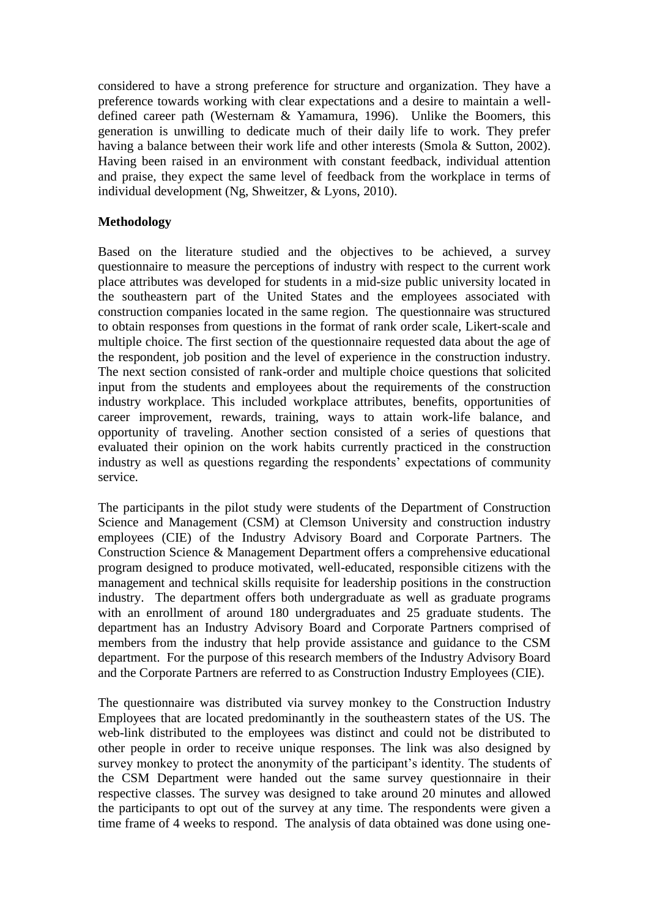considered to have a strong preference for structure and organization. They have a preference towards working with clear expectations and a desire to maintain a well-defined career path (Westernam & Yamamura, 1996). Unlike the Boomers, this generation is unwilling to dedicate much of their daily life to work. They prefer having a balance between their work life and other interests (Smola & Sutton, 2002). Having been raised in an environment with constant feedback, individual attention and praise, they expect the same level of feedback from the workplace in terms of individual development (Ng, Shweitzer, & Lyons, 2010).

**Methodology**

Based on the literature studied and the objectives to be achieved, a survey questionnaire to measure the perceptions of industry with respect to the current work place attributes was developed for students in a mid-size public university located in the southeastern part of the United States and the employees associated with construction companies located in the same region. The questionnaire was structured to obtain responses from questions in the format of rank order scale, Likert-scale and multiple choice. The first section of the questionnaire requested data about the age of the respondent, job position and the level of experience in the construction industry. The next section consisted of rank-order and multiple choice questions that solicited input from the students and employees about the requirements of the construction industry workplace. This included workplace attributes, benefits, opportunities of career improvement, rewards, training, ways to attain work-life balance, and opportunity of traveling. Another section consisted of a series of questions that evaluated their opinion on the work habits currently practiced in the construction industry as well as questions regarding the respondents' expectations of community service.

The participants in the pilot study were students of the Department of Construction Science and Management (CSM) at Clemson University and construction industry employees (CIE) of the Industry Advisory Board and Corporate Partners. The Construction Science & Management Department offers a comprehensive educational program designed to produce motivated, well-educated, responsible citizens with the management and technical skills requisite for leadership positions in the construction industry. The department offers both undergraduate as well as graduate programs with an enrollment of around 180 undergraduates and 25 graduate students. The department has an Industry Advisory Board and Corporate Partners comprised of members from the industry that help provide assistance and guidance to the CSM department. For the purpose of this research members of the Industry Advisory Board and the Corporate Partners are referred to as Construction Industry Employees (CIE).

The questionnaire was distributed via survey monkey to the Construction Industry Employees that are located predominantly in the southeastern states of the US. The web-link distributed to the employees was distinct and could not be distributed to other people in order to receive unique responses. The link was also designed by survey monkey to protect the anonymity of the participant's identity. The students of the CSM Department were handed out the same survey questionnaire in their respective classes. The survey was designed to take around 20 minutes and allowed the participants to opt out of the survey at any time. The respondents were given a time frame of 4 weeks to respond. The analysis of data obtained was done using one-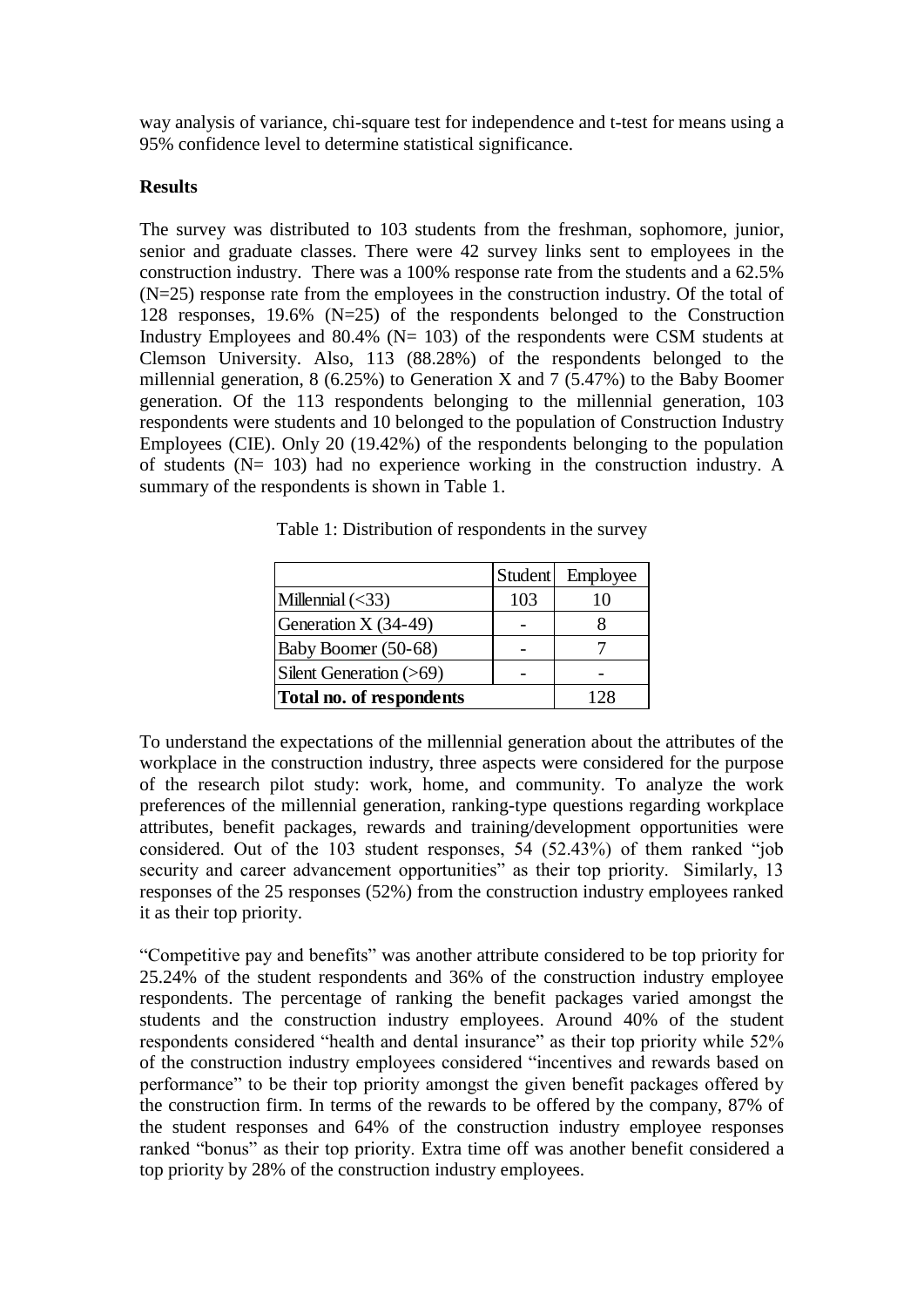way analysis of variance, chi-square test for independence and t-test for means using a 95% confidence level to determine statistical significance.

**Results**

The survey was distributed to 103 students from the freshman, sophomore, junior, senior and graduate classes. There were 42 survey links sent to employees in the construction industry. There was a 100% response rate from the students and a 62.5% (N=25) response rate from the employees in the construction industry. Of the total of 128 responses, 19.6% (N=25) of the respondents belonged to the Construction Industry Employees and 80.4% (N= 103) of the respondents were CSM students at Clemson University. Also, 113 (88.28%) of the respondents belonged to the millennial generation, 8 (6.25%) to Generation X and 7 (5.47%) to the Baby Boomer generation. Of the 113 respondents belonging to the millennial generation, 103 respondents were students and 10 belonged to the population of Construction Industry Employees (CIE). Only 20 (19.42%) of the respondents belonging to the population of students (N= 103) had no experience working in the construction industry. A summary of the respondents is shown in Table 1.

Table 1: Distribution of respondents in the survey

| | Student | Employee |
|---|---|---|
| Millennial (<33) | 103 | 10 |
| Generation X (34-49) | - | 8 |
| Baby Boomer (50-68) | - | 7 |
| Silent Generation (>69) | - | - |
| **Total no. of respondents** | | 128 |

To understand the expectations of the millennial generation about the attributes of the workplace in the construction industry, three aspects were considered for the purpose of the research pilot study: work, home, and community. To analyze the work preferences of the millennial generation, ranking-type questions regarding workplace attributes, benefit packages, rewards and training/development opportunities were considered. Out of the 103 student responses, 54 (52.43%) of them ranked "job security and career advancement opportunities" as their top priority. Similarly, 13 responses of the 25 responses (52%) from the construction industry employees ranked it as their top priority.

"Competitive pay and benefits" was another attribute considered to be top priority for 25.24% of the student respondents and 36% of the construction industry employee respondents. The percentage of ranking the benefit packages varied amongst the students and the construction industry employees. Around 40% of the student respondents considered "health and dental insurance" as their top priority while 52% of the construction industry employees considered "incentives and rewards based on performance" to be their top priority amongst the given benefit packages offered by the construction firm. In terms of the rewards to be offered by the company, 87% of the student responses and 64% of the construction industry employee responses ranked "bonus" as their top priority. Extra time off was another benefit considered a top priority by 28% of the construction industry employees.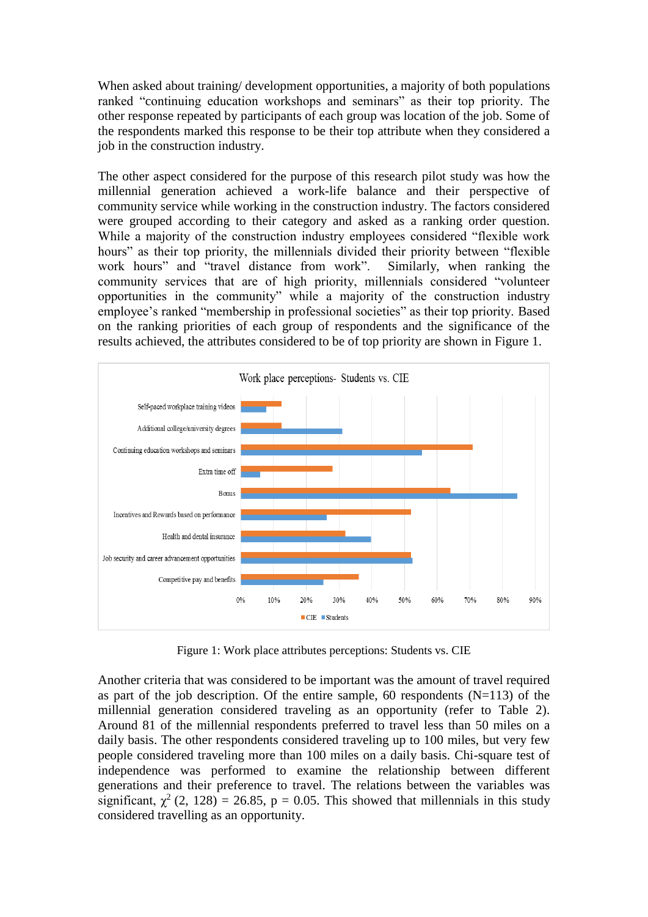When asked about training/ development opportunities, a majority of both populations ranked "continuing education workshops and seminars" as their top priority. The other response repeated by participants of each group was location of the job. Some of the respondents marked this response to be their top attribute when they considered a job in the construction industry.

The other aspect considered for the purpose of this research pilot study was how the millennial generation achieved a work-life balance and their perspective of community service while working in the construction industry. The factors considered were grouped according to their category and asked as a ranking order question. While a majority of the construction industry employees considered "flexible work hours" as their top priority, the millennials divided their priority between "flexible work hours" and "travel distance from work". Similarly, when ranking the community services that are of high priority, millennials considered "volunteer opportunities in the community" while a majority of the construction industry employee's ranked "membership in professional societies" as their top priority. Based on the ranking priorities of each group of respondents and the significance of the results achieved, the attributes considered to be of top priority are shown in Figure 1.

Figure 1: Work place attributes perceptions: Students vs. CIE

Another criteria that was considered to be important was the amount of travel required as part of the job description. Of the entire sample, 60 respondents (N=113) of the millennial generation considered traveling as an opportunity (refer to Table 2). Around 81 of the millennial respondents preferred to travel less than 50 miles on a daily basis. The other respondents considered traveling up to 100 miles, but very few people considered traveling more than 100 miles on a daily basis. Chi-square test of independence was performed to examine the relationship between different generations and their preference to travel. The relations between the variables was significant, $\chi^2$ (2, 128) = 26.85, p = 0.05. This showed that millennials in this study considered travelling as an opportunity.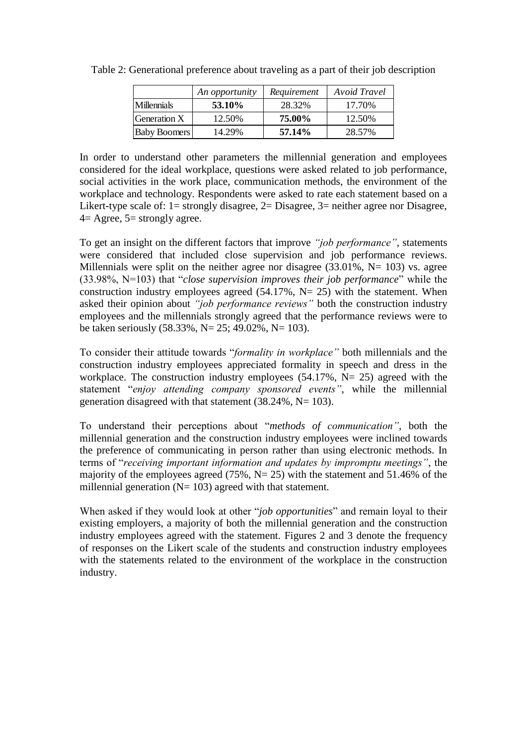Table 2: Generational preference about traveling as a part of their job description

| | *An opportunity* | *Requirement* | *Avoid Travel* |
|---|---|---|---|
| Millennials | **53.10%** | 28.32% | 17.70% |
| Generation X | 12.50% | **75.00%** | 12.50% |
| Baby Boomers | 14.29% | **57.14%** | 28.57% |

In order to understand other parameters the millennial generation and employees considered for the ideal workplace, questions were asked related to job performance, social activities in the work place, communication methods, the environment of the workplace and technology. Respondents were asked to rate each statement based on a Likert-type scale of: 1= strongly disagree, 2= Disagree, 3= neither agree nor Disagree, 4= Agree, 5= strongly agree.

To get an insight on the different factors that improve *"job performance"*, statements were considered that included close supervision and job performance reviews. Millennials were split on the neither agree nor disagree (33.01%, N= 103) vs. agree (33.98%, N=103) that "*close supervision improves their job performance*" while the construction industry employees agreed (54.17%, N= 25) with the statement. When asked their opinion about *"job performance reviews"* both the construction industry employees and the millennials strongly agreed that the performance reviews were to be taken seriously (58.33%, N= 25; 49.02%, N= 103).

To consider their attitude towards "*formality in workplace"* both millennials and the construction industry employees appreciated formality in speech and dress in the workplace. The construction industry employees (54.17%, N= 25) agreed with the statement "*enjoy attending company sponsored events"*, while the millennial generation disagreed with that statement (38.24%, N= 103).

To understand their perceptions about "*methods of communication"*, both the millennial generation and the construction industry employees were inclined towards the preference of communicating in person rather than using electronic methods. In terms of "*receiving important information and updates by impromptu meetings"*, the majority of the employees agreed (75%, N= 25) with the statement and 51.46% of the millennial generation (N= 103) agreed with that statement.

When asked if they would look at other "*job opportunities*" and remain loyal to their existing employers, a majority of both the millennial generation and the construction industry employees agreed with the statement. Figures 2 and 3 denote the frequency of responses on the Likert scale of the students and construction industry employees with the statements related to the environment of the workplace in the construction industry.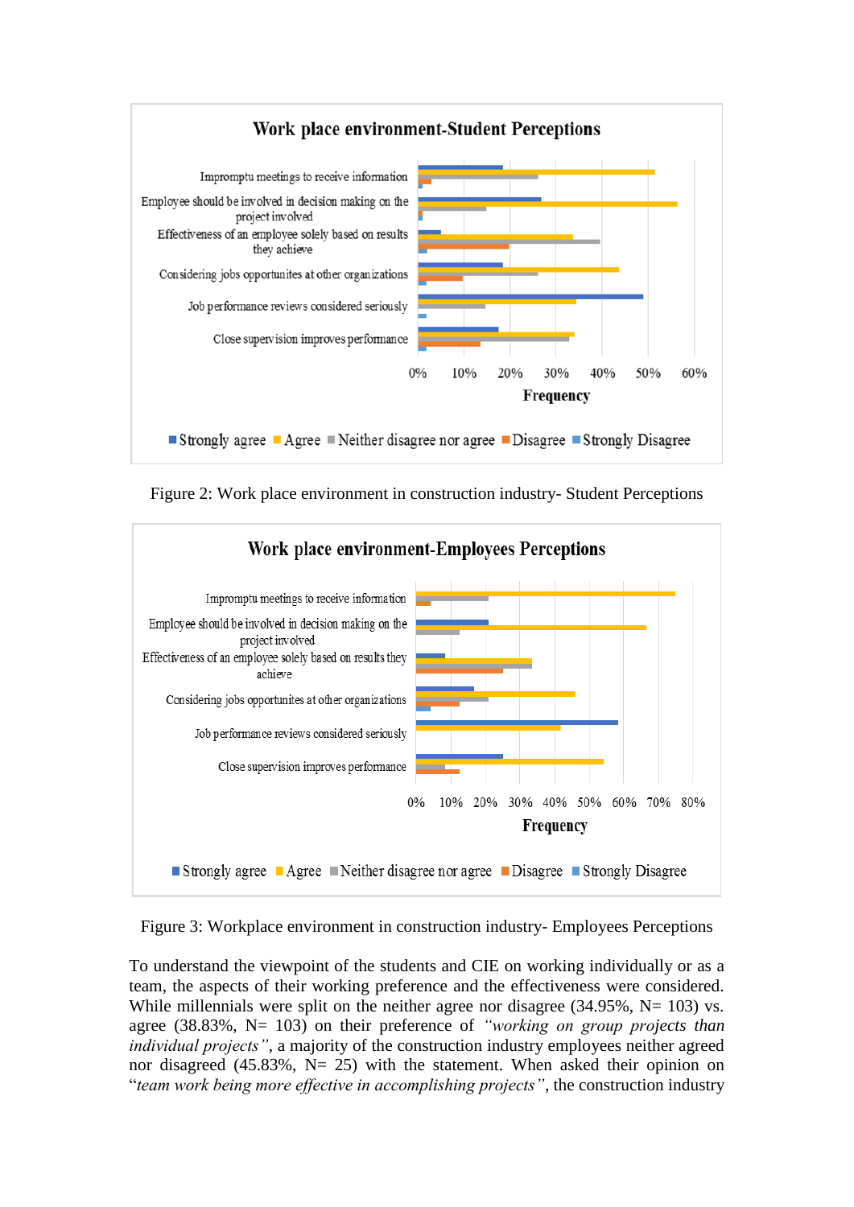Figure 2: Work place environment in construction industry- Student Perceptions

Figure 3: Workplace environment in construction industry- Employees Perceptions

To understand the viewpoint of the students and CIE on working individually or as a team, the aspects of their working preference and the effectiveness were considered. While millennials were split on the neither agree nor disagree (34.95%, N= 103) vs. agree (38.83%, N= 103) on their preference of *"working on group projects than individual projects"*, a majority of the construction industry employees neither agreed nor disagreed (45.83%, N= 25) with the statement. When asked their opinion on "*team work being more effective in accomplishing projects"*, the construction industry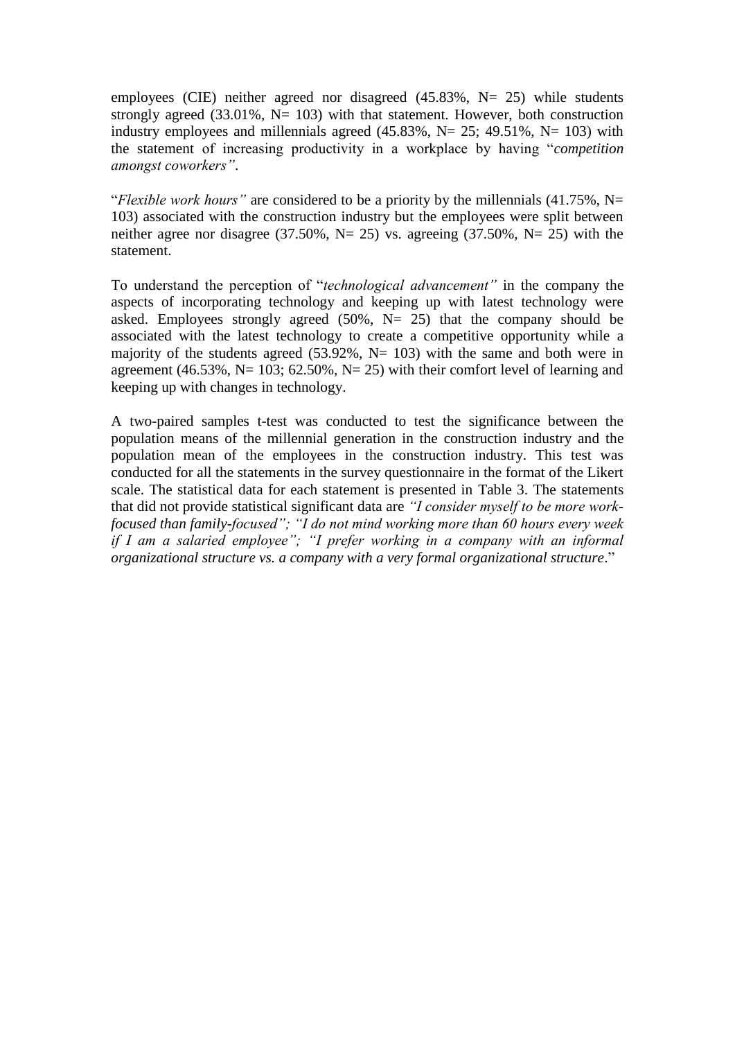employees (CIE) neither agreed nor disagreed (45.83%, N= 25) while students strongly agreed (33.01%, N= 103) with that statement. However, both construction industry employees and millennials agreed (45.83%, N= 25; 49.51%, N= 103) with the statement of increasing productivity in a workplace by having "*competition amongst coworkers"*.

"*Flexible work hours"* are considered to be a priority by the millennials (41.75%, N= 103) associated with the construction industry but the employees were split between neither agree nor disagree (37.50%, N= 25) vs. agreeing (37.50%, N= 25) with the statement.

To understand the perception of "*technological advancement"* in the company the aspects of incorporating technology and keeping up with latest technology were asked. Employees strongly agreed (50%, N= 25) that the company should be associated with the latest technology to create a competitive opportunity while a majority of the students agreed (53.92%, N= 103) with the same and both were in agreement (46.53%, N= 103; 62.50%, N= 25) with their comfort level of learning and keeping up with changes in technology.

A two-paired samples t-test was conducted to test the significance between the population means of the millennial generation in the construction industry and the population mean of the employees in the construction industry. This test was conducted for all the statements in the survey questionnaire in the format of the Likert scale. The statistical data for each statement is presented in Table 3. The statements that did not provide statistical significant data are *"I consider myself to be more work-focused than family-focused"; "I do not mind working more than 60 hours every week if I am a salaried employee"; "I prefer working in a company with an informal organizational structure vs. a company with a very formal organizational structure*."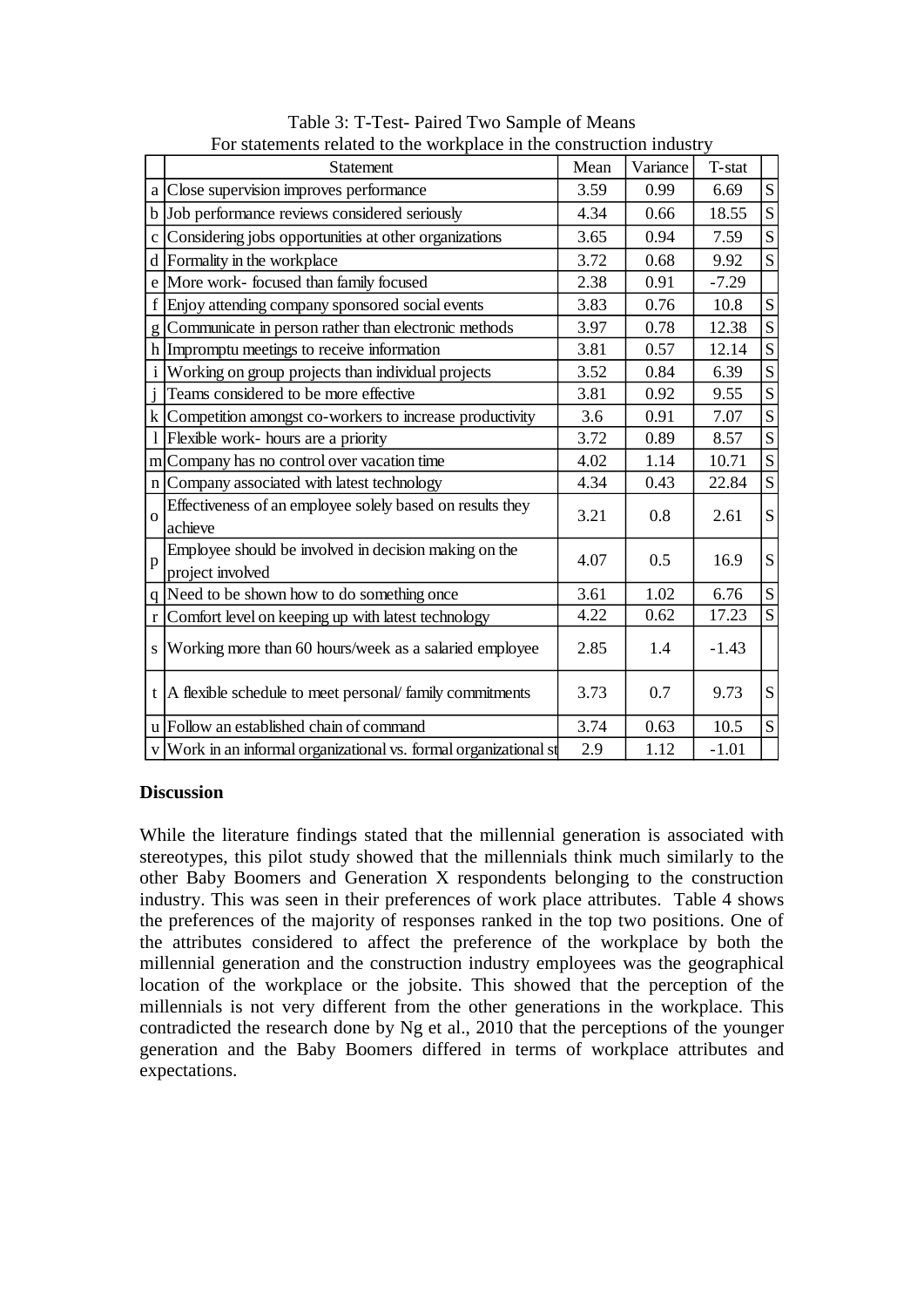Table 3: T-Test- Paired Two Sample of Means
For statements related to the workplace in the construction industry

| | Statement | Mean | Variance | T-stat | |
|---|---|---|---|---|---|
| a | Close supervision improves performance | 3.59 | 0.99 | 6.69 | S |
| b | Job performance reviews considered seriously | 4.34 | 0.66 | 18.55 | S |
| c | Considering jobs opportunities at other organizations | 3.65 | 0.94 | 7.59 | S |
| d | Formality in the workplace | 3.72 | 0.68 | 9.92 | S |
| e | More work- focused than family focused | 2.38 | 0.91 | -7.29 | |
| f | Enjoy attending company sponsored social events | 3.83 | 0.76 | 10.8 | S |
| g | Communicate in person rather than electronic methods | 3.97 | 0.78 | 12.38 | S |
| h | Impromptu meetings to receive information | 3.81 | 0.57 | 12.14 | S |
| i | Working on group projects than individual projects | 3.52 | 0.84 | 6.39 | S |
| j | Teams considered to be more effective | 3.81 | 0.92 | 9.55 | S |
| k | Competition amongst co-workers to increase productivity | 3.6 | 0.91 | 7.07 | S |
| l | Flexible work- hours are a priority | 3.72 | 0.89 | 8.57 | S |
| m | Company has no control over vacation time | 4.02 | 1.14 | 10.71 | S |
| n | Company associated with latest technology | 4.34 | 0.43 | 22.84 | S |
| o | Effectiveness of an employee solely based on results they achieve | 3.21 | 0.8 | 2.61 | S |
| p | Employee should be involved in decision making on the project involved | 4.07 | 0.5 | 16.9 | S |
| q | Need to be shown how to do something once | 3.61 | 1.02 | 6.76 | S |
| r | Comfort level on keeping up with latest technology | 4.22 | 0.62 | 17.23 | S |
| s | Working more than 60 hours/week as a salaried employee | 2.85 | 1.4 | -1.43 | |
| t | A flexible schedule to meet personal/ family commitments | 3.73 | 0.7 | 9.73 | S |
| u | Follow an established chain of command | 3.74 | 0.63 | 10.5 | S |
| v | Work in an informal organizational vs. formal organizational st | 2.9 | 1.12 | -1.01 | |

## Discussion

While the literature findings stated that the millennial generation is associated with stereotypes, this pilot study showed that the millennials think much similarly to the other Baby Boomers and Generation X respondents belonging to the construction industry. This was seen in their preferences of work place attributes. Table 4 shows the preferences of the majority of responses ranked in the top two positions. One of the attributes considered to affect the preference of the workplace by both the millennial generation and the construction industry employees was the geographical location of the workplace or the jobsite. This showed that the perception of the millennials is not very different from the other generations in the workplace. This contradicted the research done by Ng et al., 2010 that the perceptions of the younger generation and the Baby Boomers differed in terms of workplace attributes and expectations.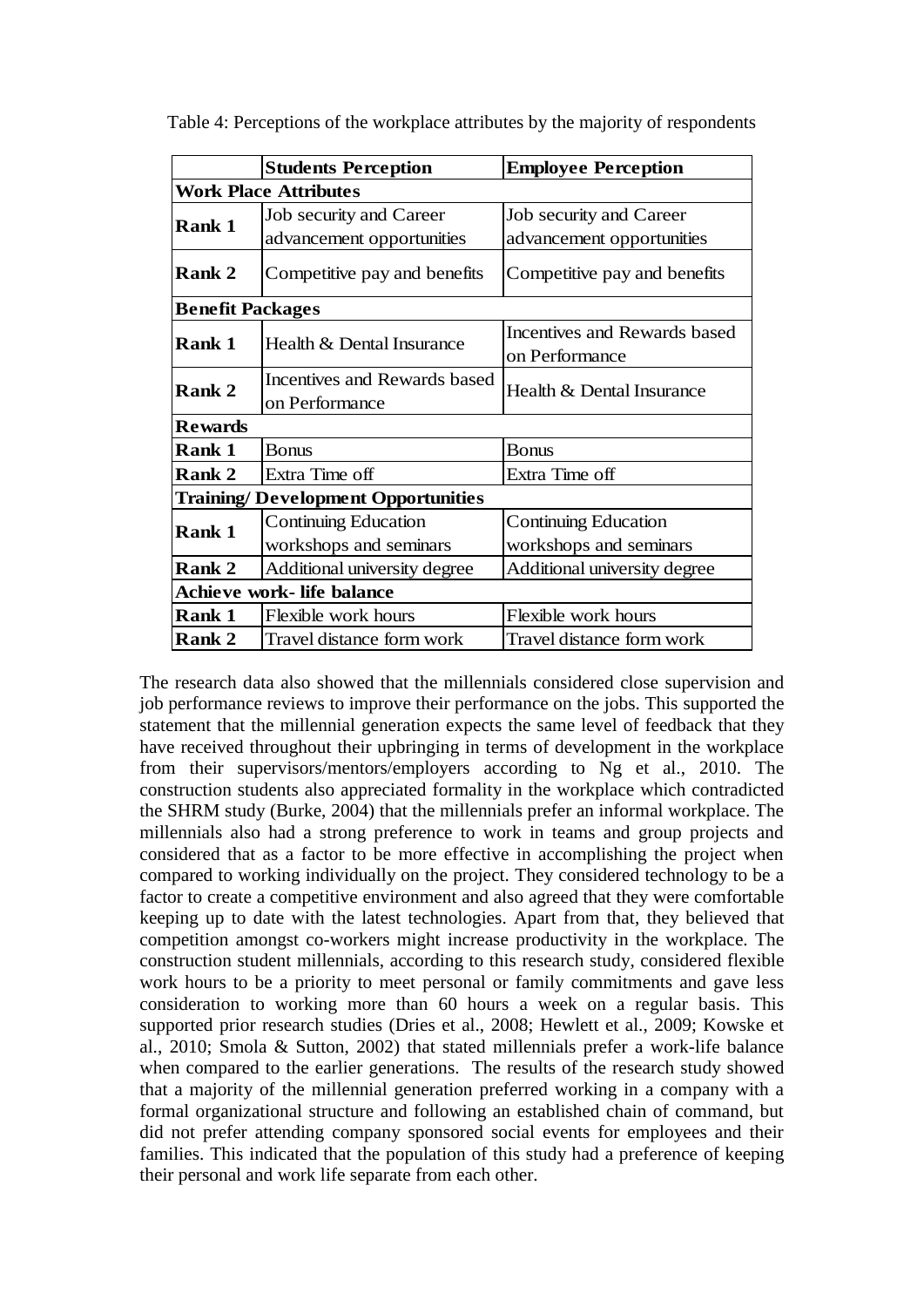Table 4: Perceptions of the workplace attributes by the majority of respondents

| | Students Perception | Employee Perception |
|---|---|---|
| **Work Place Attributes** | | |
| **Rank 1** | Job security and Career advancement opportunities | Job security and Career advancement opportunities |
| **Rank 2** | Competitive pay and benefits | Competitive pay and benefits |
| **Benefit Packages** | | |
| **Rank 1** | Health & Dental Insurance | Incentives and Rewards based on Performance |
| **Rank 2** | Incentives and Rewards based on Performance | Health & Dental Insurance |
| **Rewards** | | |
| **Rank 1** | Bonus | Bonus |
| **Rank 2** | Extra Time off | Extra Time off |
| **Training/ Development Opportunities** | | |
| **Rank 1** | Continuing Education workshops and seminars | Continuing Education workshops and seminars |
| **Rank 2** | Additional university degree | Additional university degree |
| **Achieve work- life balance** | | |
| **Rank 1** | Flexible work hours | Flexible work hours |
| **Rank 2** | Travel distance form work | Travel distance form work |

The research data also showed that the millennials considered close supervision and job performance reviews to improve their performance on the jobs. This supported the statement that the millennial generation expects the same level of feedback that they have received throughout their upbringing in terms of development in the workplace from their supervisors/mentors/employers according to Ng et al., 2010. The construction students also appreciated formality in the workplace which contradicted the SHRM study (Burke, 2004) that the millennials prefer an informal workplace. The millennials also had a strong preference to work in teams and group projects and considered that as a factor to be more effective in accomplishing the project when compared to working individually on the project. They considered technology to be a factor to create a competitive environment and also agreed that they were comfortable keeping up to date with the latest technologies. Apart from that, they believed that competition amongst co-workers might increase productivity in the workplace. The construction student millennials, according to this research study, considered flexible work hours to be a priority to meet personal or family commitments and gave less consideration to working more than 60 hours a week on a regular basis. This supported prior research studies (Dries et al., 2008; Hewlett et al., 2009; Kowske et al., 2010; Smola & Sutton, 2002) that stated millennials prefer a work-life balance when compared to the earlier generations. The results of the research study showed that a majority of the millennial generation preferred working in a company with a formal organizational structure and following an established chain of command, but did not prefer attending company sponsored social events for employees and their families. This indicated that the population of this study had a preference of keeping their personal and work life separate from each other.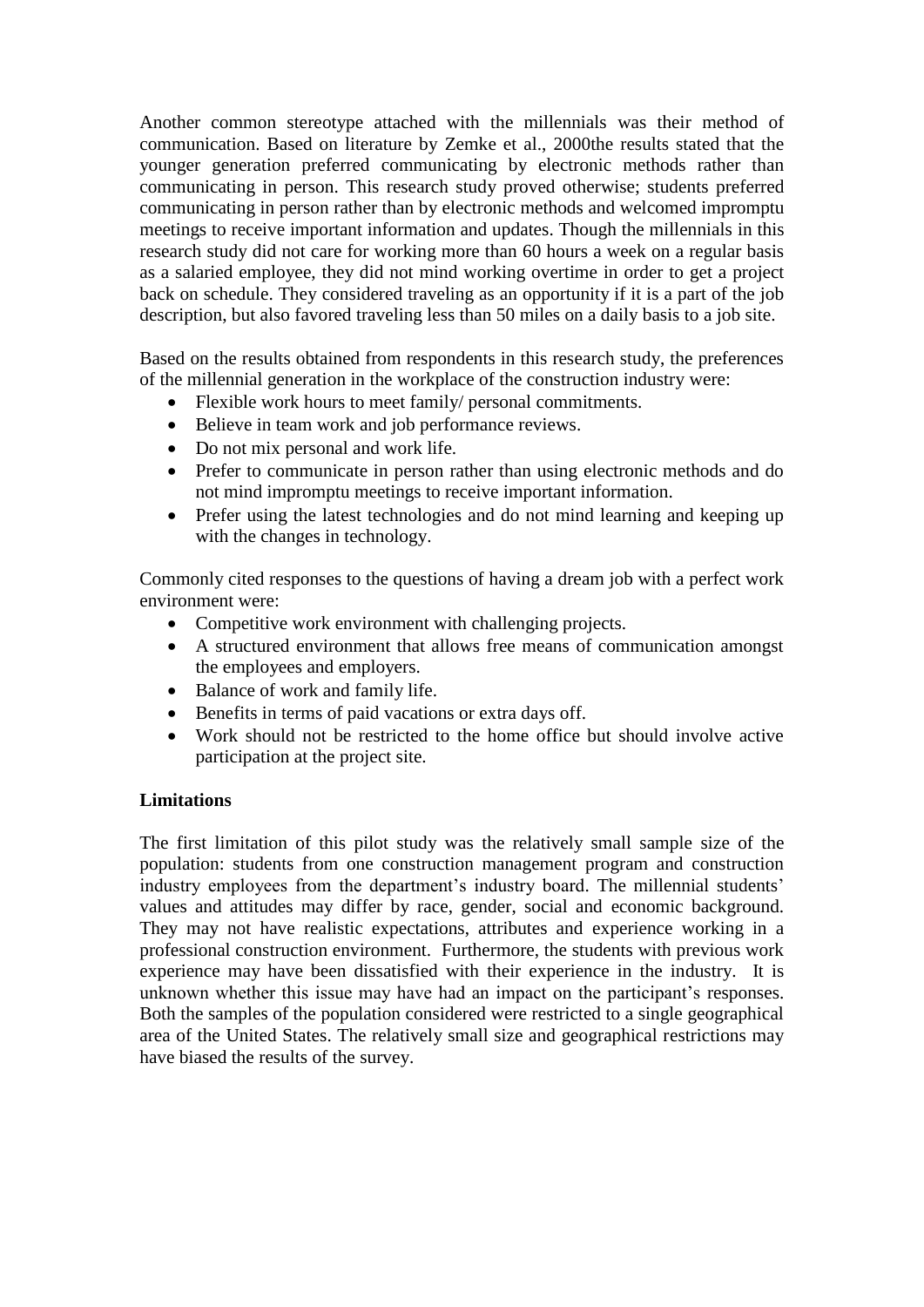Another common stereotype attached with the millennials was their method of communication. Based on literature by Zemke et al., 2000the results stated that the younger generation preferred communicating by electronic methods rather than communicating in person. This research study proved otherwise; students preferred communicating in person rather than by electronic methods and welcomed impromptu meetings to receive important information and updates. Though the millennials in this research study did not care for working more than 60 hours a week on a regular basis as a salaried employee, they did not mind working overtime in order to get a project back on schedule. They considered traveling as an opportunity if it is a part of the job description, but also favored traveling less than 50 miles on a daily basis to a job site.

Based on the results obtained from respondents in this research study, the preferences of the millennial generation in the workplace of the construction industry were:

- Flexible work hours to meet family/ personal commitments.
- Believe in team work and job performance reviews.
- Do not mix personal and work life.
- Prefer to communicate in person rather than using electronic methods and do not mind impromptu meetings to receive important information.
- Prefer using the latest technologies and do not mind learning and keeping up with the changes in technology.

Commonly cited responses to the questions of having a dream job with a perfect work environment were:

- Competitive work environment with challenging projects.
- A structured environment that allows free means of communication amongst the employees and employers.
- Balance of work and family life.
- Benefits in terms of paid vacations or extra days off.
- Work should not be restricted to the home office but should involve active participation at the project site.

**Limitations**

The first limitation of this pilot study was the relatively small sample size of the population: students from one construction management program and construction industry employees from the department's industry board. The millennial students' values and attitudes may differ by race, gender, social and economic background. They may not have realistic expectations, attributes and experience working in a professional construction environment. Furthermore, the students with previous work experience may have been dissatisfied with their experience in the industry. It is unknown whether this issue may have had an impact on the participant's responses. Both the samples of the population considered were restricted to a single geographical area of the United States. The relatively small size and geographical restrictions may have biased the results of the survey.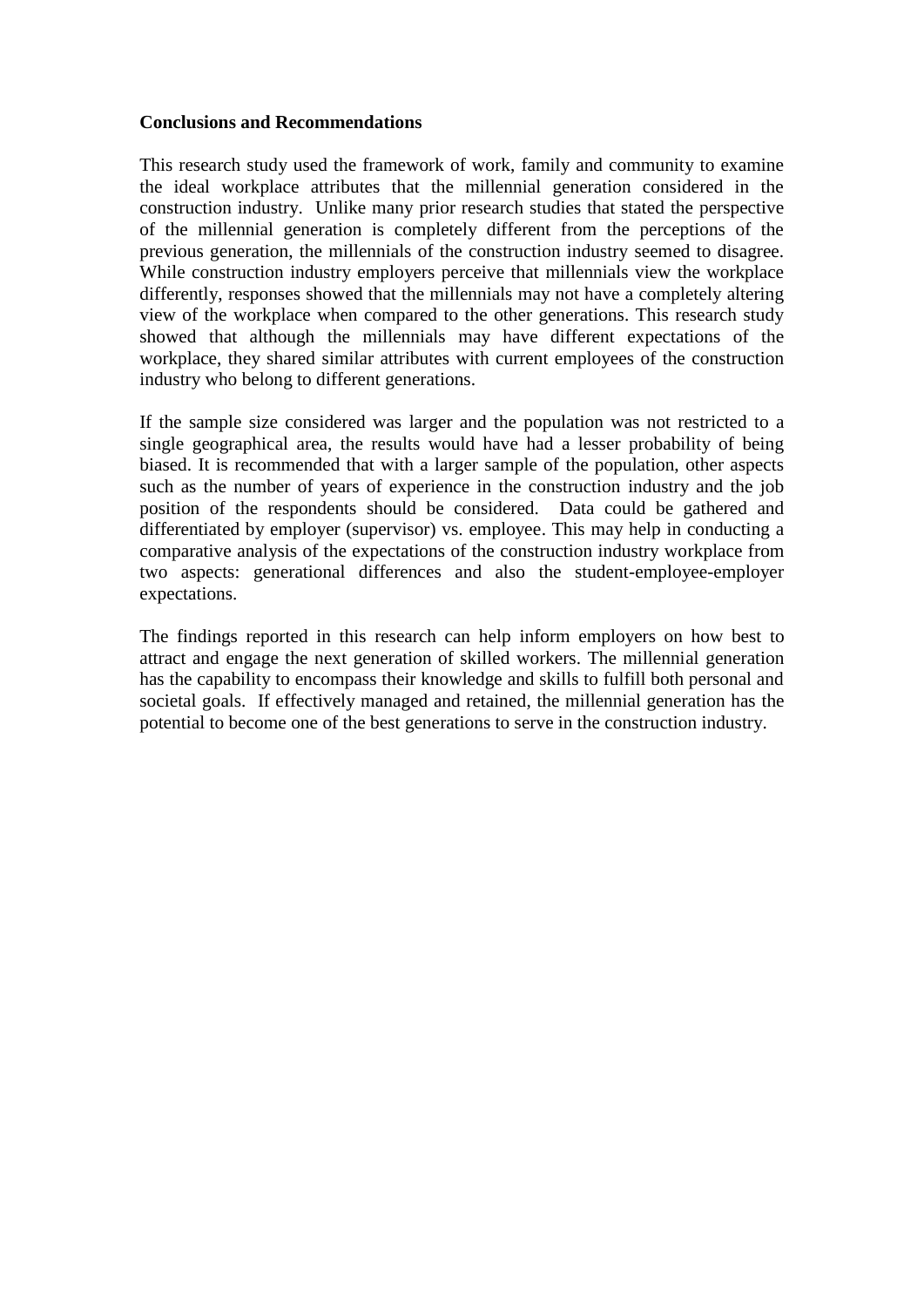## Conclusions and Recommendations

This research study used the framework of work, family and community to examine the ideal workplace attributes that the millennial generation considered in the construction industry. Unlike many prior research studies that stated the perspective of the millennial generation is completely different from the perceptions of the previous generation, the millennials of the construction industry seemed to disagree. While construction industry employers perceive that millennials view the workplace differently, responses showed that the millennials may not have a completely altering view of the workplace when compared to the other generations. This research study showed that although the millennials may have different expectations of the workplace, they shared similar attributes with current employees of the construction industry who belong to different generations.

If the sample size considered was larger and the population was not restricted to a single geographical area, the results would have had a lesser probability of being biased. It is recommended that with a larger sample of the population, other aspects such as the number of years of experience in the construction industry and the job position of the respondents should be considered. Data could be gathered and differentiated by employer (supervisor) vs. employee. This may help in conducting a comparative analysis of the expectations of the construction industry workplace from two aspects: generational differences and also the student-employee-employer expectations.

The findings reported in this research can help inform employers on how best to attract and engage the next generation of skilled workers. The millennial generation has the capability to encompass their knowledge and skills to fulfill both personal and societal goals. If effectively managed and retained, the millennial generation has the potential to become one of the best generations to serve in the construction industry.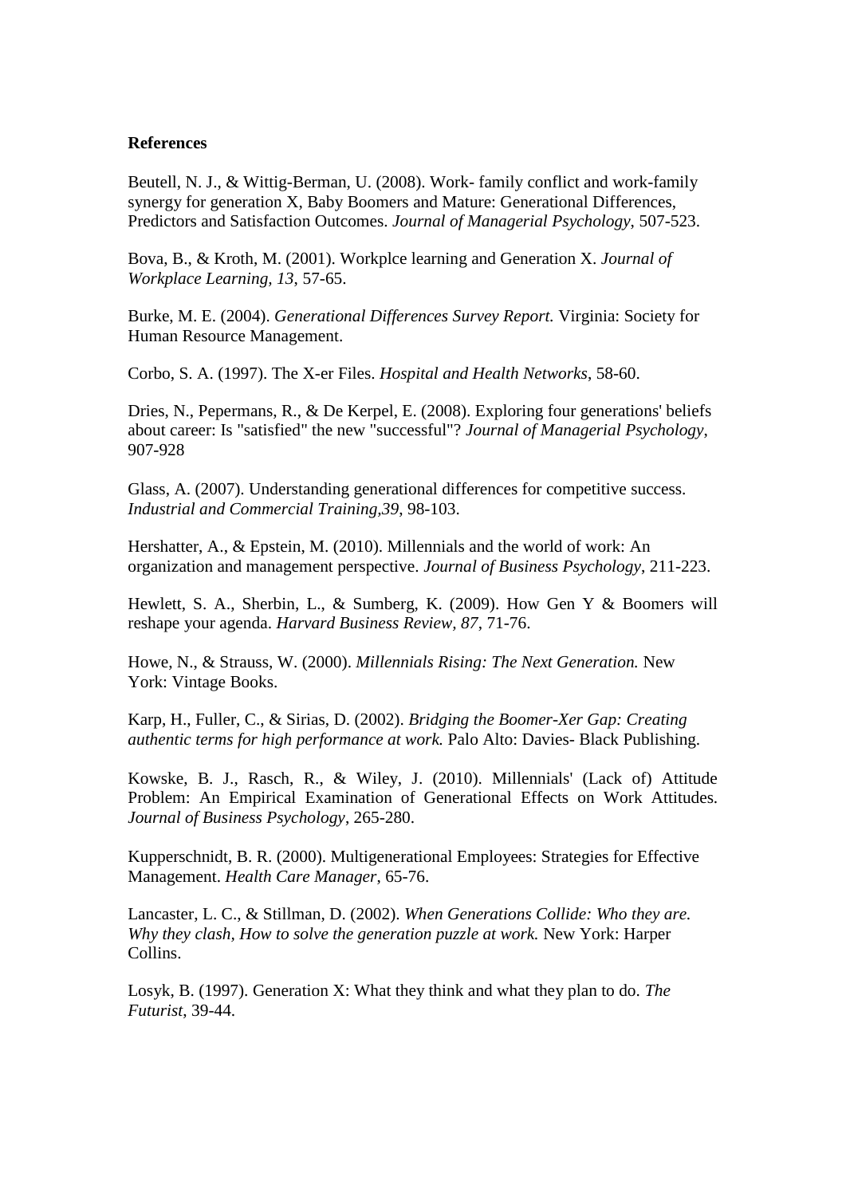**References**

Beutell, N. J., & Wittig-Berman, U. (2008). Work- family conflict and work-family synergy for generation X, Baby Boomers and Mature: Generational Differences, Predictors and Satisfaction Outcomes. *Journal of Managerial Psychology*, 507-523.

Bova, B., & Kroth, M. (2001). Workplce learning and Generation X. *Journal of Workplace Learning, 13*, 57-65.

Burke, M. E. (2004). *Generational Differences Survey Report.* Virginia: Society for Human Resource Management.

Corbo, S. A. (1997). The X-er Files. *Hospital and Health Networks*, 58-60.

Dries, N., Pepermans, R., & De Kerpel, E. (2008). Exploring four generations' beliefs about career: Is "satisfied" the new "successful"? *Journal of Managerial Psychology*, 907-928

Glass, A. (2007). Understanding generational differences for competitive success. *Industrial and Commercial Training,39*, 98-103.

Hershatter, A., & Epstein, M. (2010). Millennials and the world of work: An organization and management perspective. *Journal of Business Psychology*, 211-223.

Hewlett, S. A., Sherbin, L., & Sumberg, K. (2009). How Gen Y & Boomers will reshape your agenda. *Harvard Business Review, 87*, 71-76.

Howe, N., & Strauss, W. (2000). *Millennials Rising: The Next Generation.* New York: Vintage Books.

Karp, H., Fuller, C., & Sirias, D. (2002). *Bridging the Boomer-Xer Gap: Creating authentic terms for high performance at work.* Palo Alto: Davies- Black Publishing.

Kowske, B. J., Rasch, R., & Wiley, J. (2010). Millennials' (Lack of) Attitude Problem: An Empirical Examination of Generational Effects on Work Attitudes. *Journal of Business Psychology*, 265-280.

Kupperschnidt, B. R. (2000). Multigenerational Employees: Strategies for Effective Management. *Health Care Manager*, 65-76.

Lancaster, L. C., & Stillman, D. (2002). *When Generations Collide: Who they are. Why they clash, How to solve the generation puzzle at work.* New York: Harper Collins.

Losyk, B. (1997). Generation X: What they think and what they plan to do. *The Futurist*, 39-44.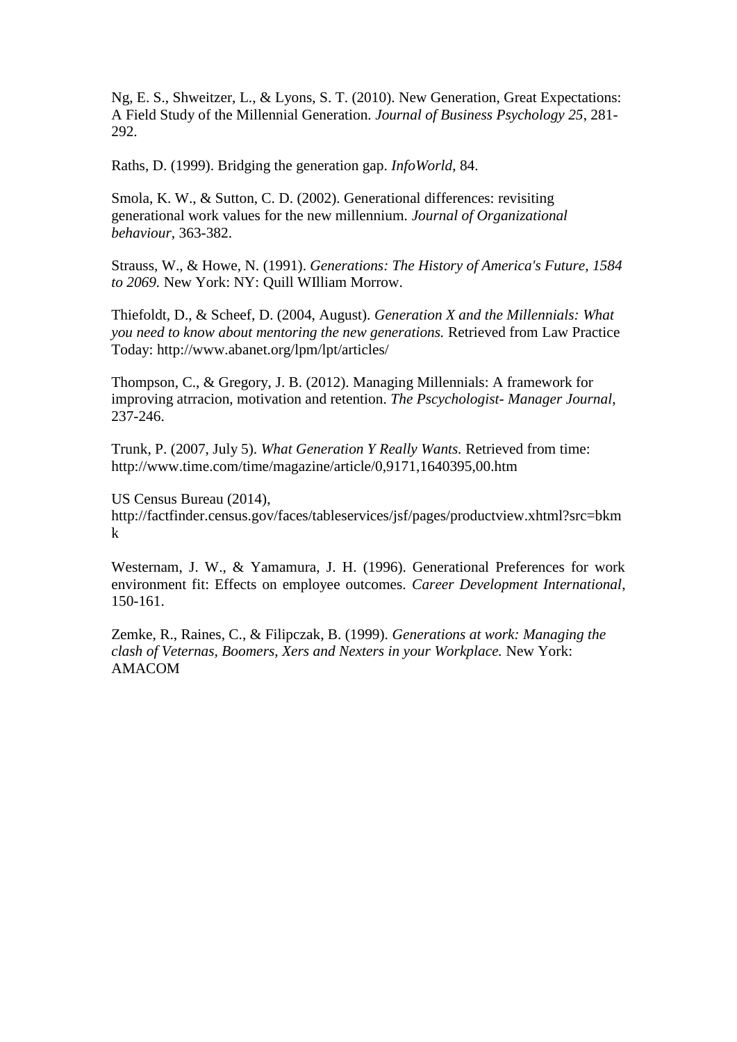Ng, E. S., Shweitzer, L., & Lyons, S. T. (2010). New Generation, Great Expectations: A Field Study of the Millennial Generation. *Journal of Business Psychology 25*, 281-292.

Raths, D. (1999). Bridging the generation gap. *InfoWorld*, 84.

Smola, K. W., & Sutton, C. D. (2002). Generational differences: revisiting generational work values for the new millennium. *Journal of Organizational behaviour*, 363-382.

Strauss, W., & Howe, N. (1991). *Generations: The History of America's Future, 1584 to 2069.* New York: NY: Quill WIlliam Morrow.

Thiefoldt, D., & Scheef, D. (2004, August). *Generation X and the Millennials: What you need to know about mentoring the new generations.* Retrieved from Law Practice Today: http://www.abanet.org/lpm/lpt/articles/

Thompson, C., & Gregory, J. B. (2012). Managing Millennials: A framework for improving atrracion, motivation and retention. *The Pscychologist- Manager Journal*, 237-246.

Trunk, P. (2007, July 5). *What Generation Y Really Wants.* Retrieved from time: http://www.time.com/time/magazine/article/0,9171,1640395,00.htm

US Census Bureau (2014), http://factfinder.census.gov/faces/tableservices/jsf/pages/productview.xhtml?src=bkmk

Westernam, J. W., & Yamamura, J. H. (1996). Generational Preferences for work environment fit: Effects on employee outcomes. *Career Development International*, 150-161.

Zemke, R., Raines, C., & Filipczak, B. (1999). *Generations at work: Managing the clash of Veternas, Boomers, Xers and Nexters in your Workplace.* New York: AMACOM